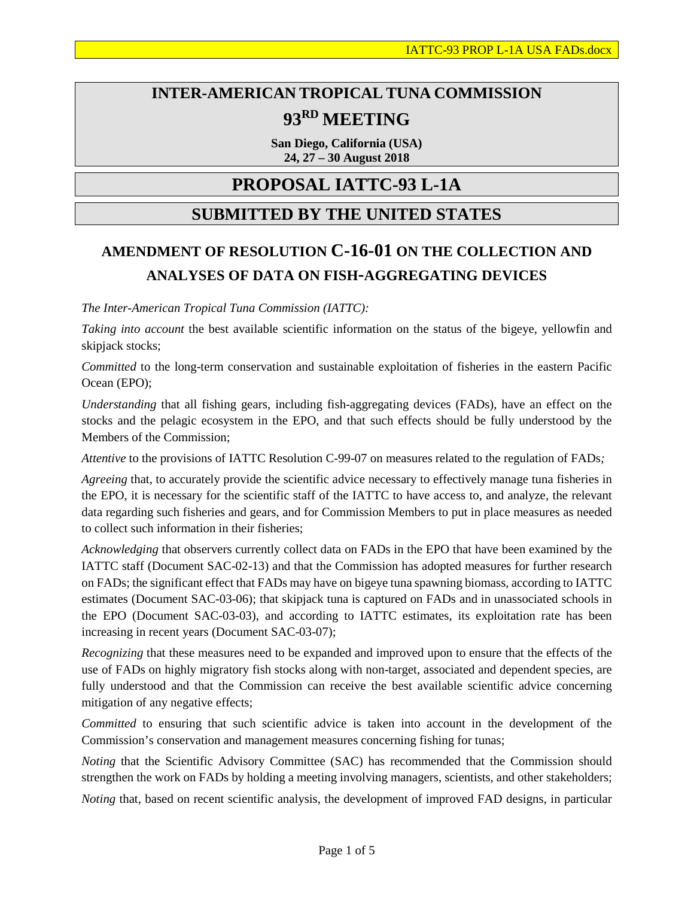# INTER-AMERICAN TROPICAL TUNA COMMISSION

# 93RD MEETING

**San Diego, California (USA)**
**24, 27 – 30 August 2018**

# PROPOSAL IATTC-93 L-1A

# SUBMITTED BY THE UNITED STATES

## AMENDMENT OF RESOLUTION C-16-01 ON THE COLLECTION AND ANALYSES OF DATA ON FISH-AGGREGATING DEVICES

*The Inter-American Tropical Tuna Commission (IATTC):*

*Taking into account* the best available scientific information on the status of the bigeye, yellowfin and skipjack stocks;

*Committed* to the long-term conservation and sustainable exploitation of fisheries in the eastern Pacific Ocean (EPO);

*Understanding* that all fishing gears, including fish-aggregating devices (FADs), have an effect on the stocks and the pelagic ecosystem in the EPO, and that such effects should be fully understood by the Members of the Commission;

*Attentive* to the provisions of IATTC Resolution C-99-07 on measures related to the regulation of FADs*;*

*Agreeing* that, to accurately provide the scientific advice necessary to effectively manage tuna fisheries in the EPO, it is necessary for the scientific staff of the IATTC to have access to, and analyze, the relevant data regarding such fisheries and gears, and for Commission Members to put in place measures as needed to collect such information in their fisheries;

*Acknowledging* that observers currently collect data on FADs in the EPO that have been examined by the IATTC staff (Document SAC-02-13) and that the Commission has adopted measures for further research on FADs; the significant effect that FADs may have on bigeye tuna spawning biomass, according to IATTC estimates (Document SAC-03-06); that skipjack tuna is captured on FADs and in unassociated schools in the EPO (Document SAC-03-03), and according to IATTC estimates, its exploitation rate has been increasing in recent years (Document SAC-03-07);

*Recognizing* that these measures need to be expanded and improved upon to ensure that the effects of the use of FADs on highly migratory fish stocks along with non-target, associated and dependent species, are fully understood and that the Commission can receive the best available scientific advice concerning mitigation of any negative effects;

*Committed* to ensuring that such scientific advice is taken into account in the development of the Commission's conservation and management measures concerning fishing for tunas;

*Noting* that the Scientific Advisory Committee (SAC) has recommended that the Commission should strengthen the work on FADs by holding a meeting involving managers, scientists, and other stakeholders;

*Noting* that, based on recent scientific analysis, the development of improved FAD designs, in particular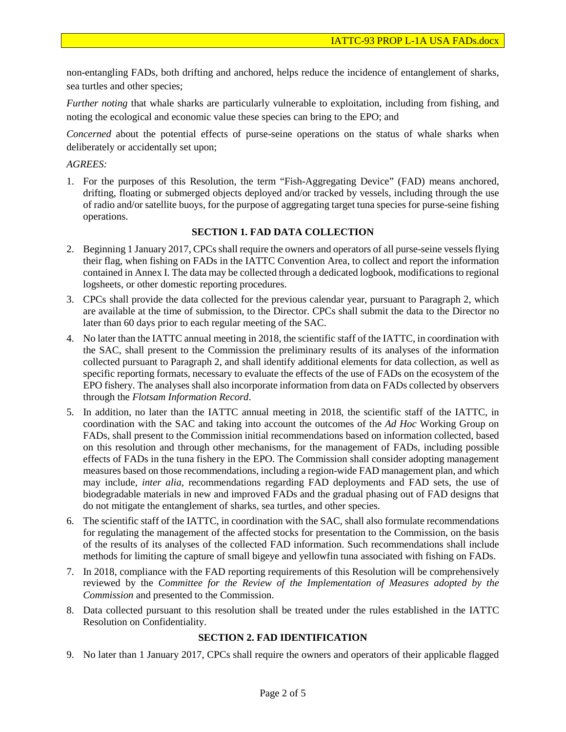non-entangling FADs, both drifting and anchored, helps reduce the incidence of entanglement of sharks, sea turtles and other species;

*Further noting* that whale sharks are particularly vulnerable to exploitation, including from fishing, and noting the ecological and economic value these species can bring to the EPO; and

*Concerned* about the potential effects of purse-seine operations on the status of whale sharks when deliberately or accidentally set upon;

*AGREES:*

1. For the purposes of this Resolution, the term "Fish-Aggregating Device" (FAD) means anchored, drifting, floating or submerged objects deployed and/or tracked by vessels, including through the use of radio and/or satellite buoys, for the purpose of aggregating target tuna species for purse-seine fishing operations.

**SECTION 1. FAD DATA COLLECTION**

2. Beginning 1 January 2017, CPCs shall require the owners and operators of all purse-seine vessels flying their flag, when fishing on FADs in the IATTC Convention Area, to collect and report the information contained in Annex I. The data may be collected through a dedicated logbook, modifications to regional logsheets, or other domestic reporting procedures.
3. CPCs shall provide the data collected for the previous calendar year, pursuant to Paragraph 2, which are available at the time of submission, to the Director. CPCs shall submit the data to the Director no later than 60 days prior to each regular meeting of the SAC.
4. No later than the IATTC annual meeting in 2018, the scientific staff of the IATTC, in coordination with the SAC, shall present to the Commission the preliminary results of its analyses of the information collected pursuant to Paragraph 2, and shall identify additional elements for data collection, as well as specific reporting formats, necessary to evaluate the effects of the use of FADs on the ecosystem of the EPO fishery. The analyses shall also incorporate information from data on FADs collected by observers through the *Flotsam Information Record*.
5. In addition, no later than the IATTC annual meeting in 2018, the scientific staff of the IATTC, in coordination with the SAC and taking into account the outcomes of the *Ad Hoc* Working Group on FADs, shall present to the Commission initial recommendations based on information collected, based on this resolution and through other mechanisms, for the management of FADs, including possible effects of FADs in the tuna fishery in the EPO. The Commission shall consider adopting management measures based on those recommendations, including a region-wide FAD management plan, and which may include, *inter alia*, recommendations regarding FAD deployments and FAD sets, the use of biodegradable materials in new and improved FADs and the gradual phasing out of FAD designs that do not mitigate the entanglement of sharks, sea turtles, and other species.
6. The scientific staff of the IATTC, in coordination with the SAC, shall also formulate recommendations for regulating the management of the affected stocks for presentation to the Commission, on the basis of the results of its analyses of the collected FAD information. Such recommendations shall include methods for limiting the capture of small bigeye and yellowfin tuna associated with fishing on FADs.
7. In 2018, compliance with the FAD reporting requirements of this Resolution will be comprehensively reviewed by the *Committee for the Review of the Implementation of Measures adopted by the Commission* and presented to the Commission.
8. Data collected pursuant to this resolution shall be treated under the rules established in the IATTC Resolution on Confidentiality.

**SECTION 2. FAD IDENTIFICATION**

9. No later than 1 January 2017, CPCs shall require the owners and operators of their applicable flagged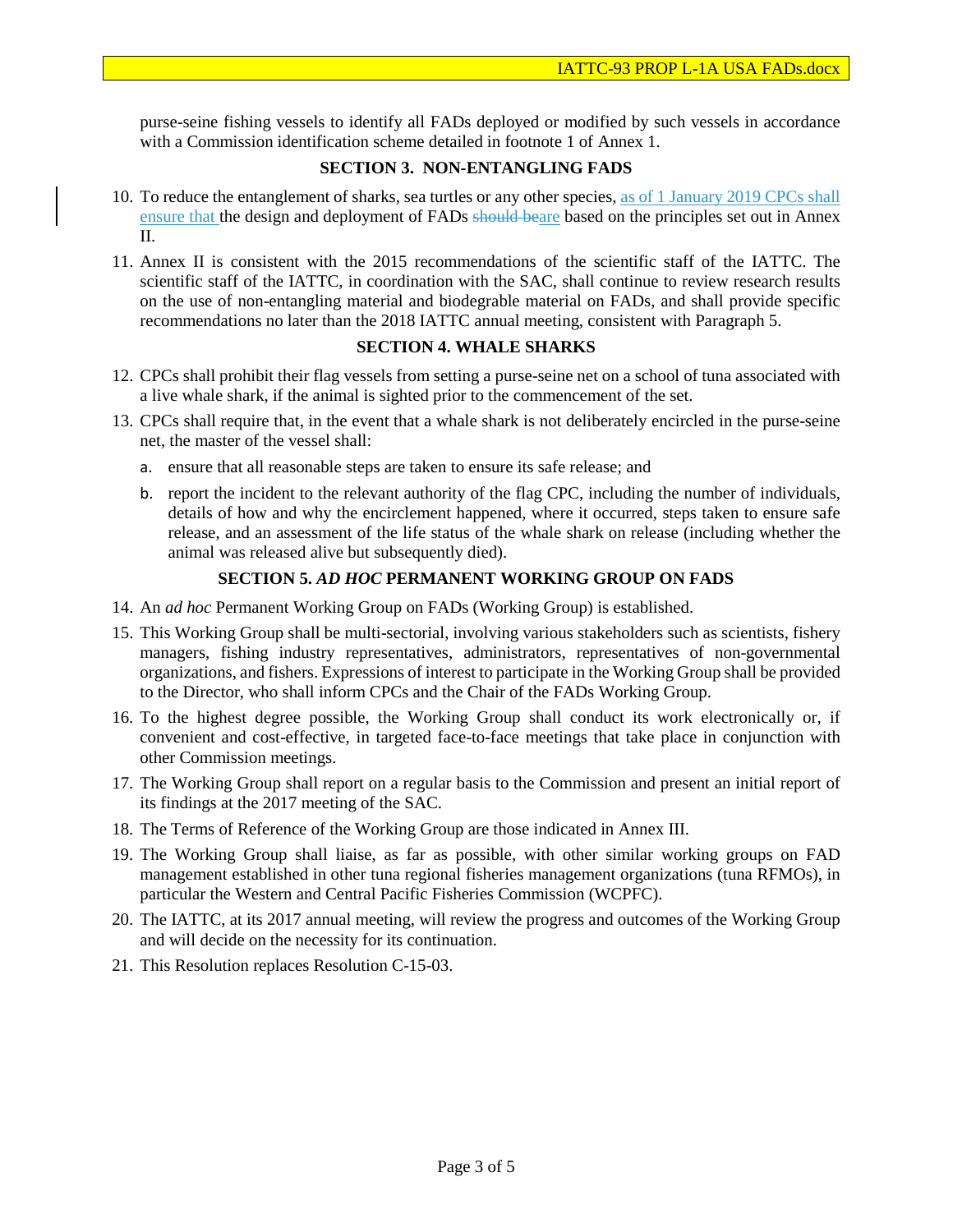purse-seine fishing vessels to identify all FADs deployed or modified by such vessels in accordance with a Commission identification scheme detailed in footnote 1 of Annex 1.

## SECTION 3. NON-ENTANGLING FADS

10. To reduce the entanglement of sharks, sea turtles or any other species, as of 1 January 2019 CPCs shall ensure that the design and deployment of FADs ~~should be~~are based on the principles set out in Annex II.
11. Annex II is consistent with the 2015 recommendations of the scientific staff of the IATTC. The scientific staff of the IATTC, in coordination with the SAC, shall continue to review research results on the use of non-entangling material and biodegrable material on FADs, and shall provide specific recommendations no later than the 2018 IATTC annual meeting, consistent with Paragraph 5.

## SECTION 4. WHALE SHARKS

12. CPCs shall prohibit their flag vessels from setting a purse-seine net on a school of tuna associated with a live whale shark, if the animal is sighted prior to the commencement of the set.
13. CPCs shall require that, in the event that a whale shark is not deliberately encircled in the purse-seine net, the master of the vessel shall:
    a. ensure that all reasonable steps are taken to ensure its safe release; and
    b. report the incident to the relevant authority of the flag CPC, including the number of individuals, details of how and why the encirclement happened, where it occurred, steps taken to ensure safe release, and an assessment of the life status of the whale shark on release (including whether the animal was released alive but subsequently died).

## SECTION 5. *AD HOC* PERMANENT WORKING GROUP ON FADS

14. An *ad hoc* Permanent Working Group on FADs (Working Group) is established.
15. This Working Group shall be multi-sectorial, involving various stakeholders such as scientists, fishery managers, fishing industry representatives, administrators, representatives of non-governmental organizations, and fishers. Expressions of interest to participate in the Working Group shall be provided to the Director, who shall inform CPCs and the Chair of the FADs Working Group.
16. To the highest degree possible, the Working Group shall conduct its work electronically or, if convenient and cost-effective, in targeted face-to-face meetings that take place in conjunction with other Commission meetings.
17. The Working Group shall report on a regular basis to the Commission and present an initial report of its findings at the 2017 meeting of the SAC.
18. The Terms of Reference of the Working Group are those indicated in Annex III.
19. The Working Group shall liaise, as far as possible, with other similar working groups on FAD management established in other tuna regional fisheries management organizations (tuna RFMOs), in particular the Western and Central Pacific Fisheries Commission (WCPFC).
20. The IATTC, at its 2017 annual meeting, will review the progress and outcomes of the Working Group and will decide on the necessity for its continuation.
21. This Resolution replaces Resolution C-15-03.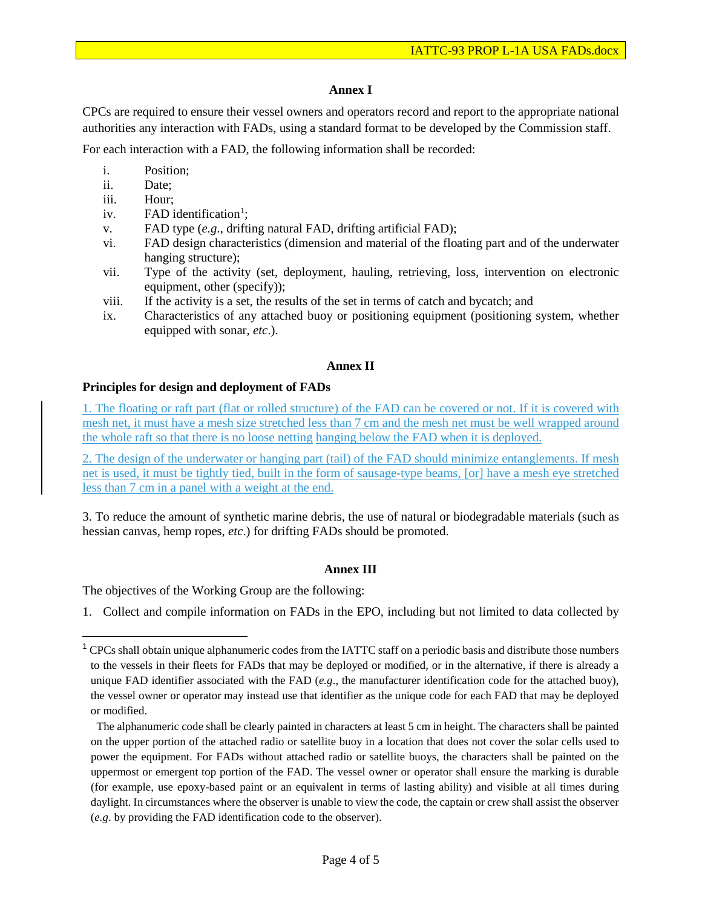### Annex I

CPCs are required to ensure their vessel owners and operators record and report to the appropriate national authorities any interaction with FADs, using a standard format to be developed by the Commission staff.

For each interaction with a FAD, the following information shall be recorded:

- i. Position;
- ii. Date;
- iii. Hour;
- iv. FAD identification[1];
- v. FAD type (*e.g*., drifting natural FAD, drifting artificial FAD);
- vi. FAD design characteristics (dimension and material of the floating part and of the underwater hanging structure);
- vii. Type of the activity (set, deployment, hauling, retrieving, loss, intervention on electronic equipment, other (specify));
- viii. If the activity is a set, the results of the set in terms of catch and bycatch; and
- ix. Characteristics of any attached buoy or positioning equipment (positioning system, whether equipped with sonar, *etc*.).

### Annex II

**Principles for design and deployment of FADs**

1. The floating or raft part (flat or rolled structure) of the FAD can be covered or not. If it is covered with mesh net, it must have a mesh size stretched less than 7 cm and the mesh net must be well wrapped around the whole raft so that there is no loose netting hanging below the FAD when it is deployed.

2. The design of the underwater or hanging part (tail) of the FAD should minimize entanglements. If mesh net is used, it must be tightly tied, built in the form of sausage-type beams, [or] have a mesh eye stretched less than 7 cm in a panel with a weight at the end.

3. To reduce the amount of synthetic marine debris, the use of natural or biodegradable materials (such as hessian canvas, hemp ropes, *etc*.) for drifting FADs should be promoted.

### Annex III

The objectives of the Working Group are the following:

1. Collect and compile information on FADs in the EPO, including but not limited to data collected by

---

[1] CPCs shall obtain unique alphanumeric codes from the IATTC staff on a periodic basis and distribute those numbers to the vessels in their fleets for FADs that may be deployed or modified, or in the alternative, if there is already a unique FAD identifier associated with the FAD (*e.g*., the manufacturer identification code for the attached buoy), the vessel owner or operator may instead use that identifier as the unique code for each FAD that may be deployed or modified.

The alphanumeric code shall be clearly painted in characters at least 5 cm in height. The characters shall be painted on the upper portion of the attached radio or satellite buoy in a location that does not cover the solar cells used to power the equipment. For FADs without attached radio or satellite buoys, the characters shall be painted on the uppermost or emergent top portion of the FAD. The vessel owner or operator shall ensure the marking is durable (for example, use epoxy-based paint or an equivalent in terms of lasting ability) and visible at all times during daylight. In circumstances where the observer is unable to view the code, the captain or crew shall assist the observer (*e.g*. by providing the FAD identification code to the observer).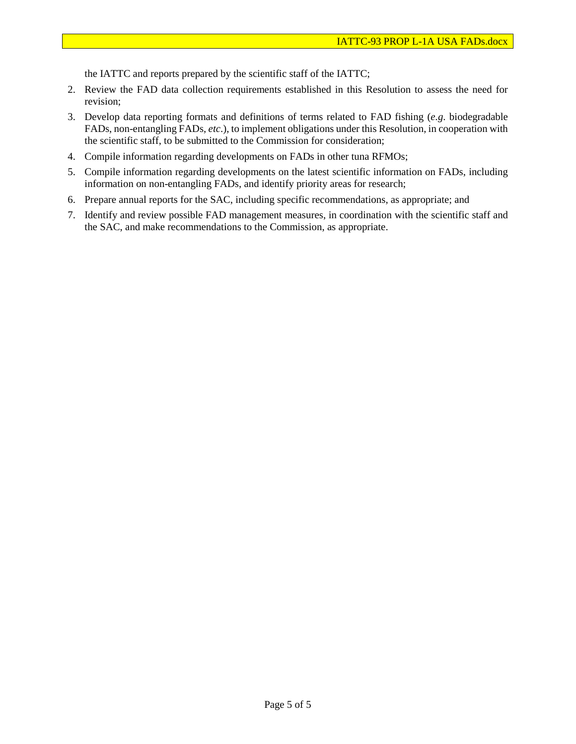the IATTC and reports prepared by the scientific staff of the IATTC;

2. Review the FAD data collection requirements established in this Resolution to assess the need for revision;
3. Develop data reporting formats and definitions of terms related to FAD fishing (*e.g.* biodegradable FADs, non-entangling FADs, *etc*.), to implement obligations under this Resolution, in cooperation with the scientific staff, to be submitted to the Commission for consideration;
4. Compile information regarding developments on FADs in other tuna RFMOs;
5. Compile information regarding developments on the latest scientific information on FADs, including information on non-entangling FADs, and identify priority areas for research;
6. Prepare annual reports for the SAC, including specific recommendations, as appropriate; and
7. Identify and review possible FAD management measures, in coordination with the scientific staff and the SAC, and make recommendations to the Commission, as appropriate.